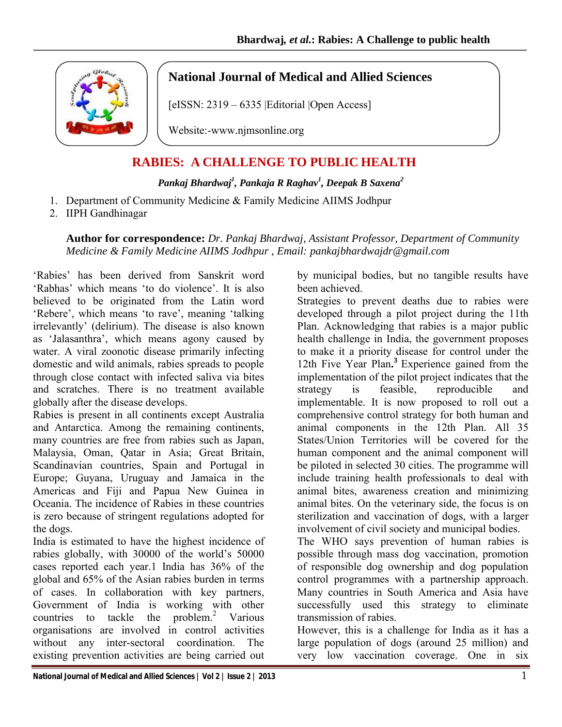**National Journal of Medical and Allied Sciences**

[eISSN: 2319 – 6335 |Editorial |Open Access]

Website:-www.njmsonline.org

# RABIES: A CHALLENGE TO PUBLIC HEALTH

***Pankaj Bhardwaj[1], Pankaja R Raghav[1], Deepak B Saxena[2]***

1. Department of Community Medicine & Family Medicine AIIMS Jodhpur
2. IIPH Gandhinagar

**Author for correspondence:** *Dr. Pankaj Bhardwaj, Assistant Professor, Department of Community Medicine & Family Medicine AIIMS Jodhpur , Email: pankajbhardwajdr@gmail.com*

'Rabies' has been derived from Sanskrit word 'Rabhas' which means 'to do violence'. It is also believed to be originated from the Latin word 'Rebere', which means 'to rave', meaning 'talking irrelevantly' (delirium). The disease is also known as 'Jalasanthra', which means agony caused by water. A viral zoonotic disease primarily infecting domestic and wild animals, rabies spreads to people through close contact with infected saliva via bites and scratches. There is no treatment available globally after the disease develops.

Rabies is present in all continents except Australia and Antarctica. Among the remaining continents, many countries are free from rabies such as Japan, Malaysia, Oman, Qatar in Asia; Great Britain, Scandinavian countries, Spain and Portugal in Europe; Guyana, Uruguay and Jamaica in the Americas and Fiji and Papua New Guinea in Oceania. The incidence of Rabies in these countries is zero because of stringent regulations adopted for the dogs.

India is estimated to have the highest incidence of rabies globally, with 30000 of the world's 50000 cases reported each year.1 India has 36% of the global and 65% of the Asian rabies burden in terms of cases. In collaboration with key partners, Government of India is working with other countries to tackle the problem.[2] Various organisations are involved in control activities without any inter-sectoral coordination. The existing prevention activities are being carried out by municipal bodies, but no tangible results have been achieved.

Strategies to prevent deaths due to rabies were developed through a pilot project during the 11th Plan. Acknowledging that rabies is a major public health challenge in India, the government proposes to make it a priority disease for control under the 12th Five Year Plan.[3] Experience gained from the implementation of the pilot project indicates that the strategy is feasible, reproducible and implementable. It is now proposed to roll out a comprehensive control strategy for both human and animal components in the 12th Plan. All 35 States/Union Territories will be covered for the human component and the animal component will be piloted in selected 30 cities. The programme will include training health professionals to deal with animal bites, awareness creation and minimizing animal bites. On the veterinary side, the focus is on sterilization and vaccination of dogs, with a larger involvement of civil society and municipal bodies.

The WHO says prevention of human rabies is possible through mass dog vaccination, promotion of responsible dog ownership and dog population control programmes with a partnership approach. Many countries in South America and Asia have successfully used this strategy to eliminate transmission of rabies.

However, this is a challenge for India as it has a large population of dogs (around 25 million) and very low vaccination coverage. One in six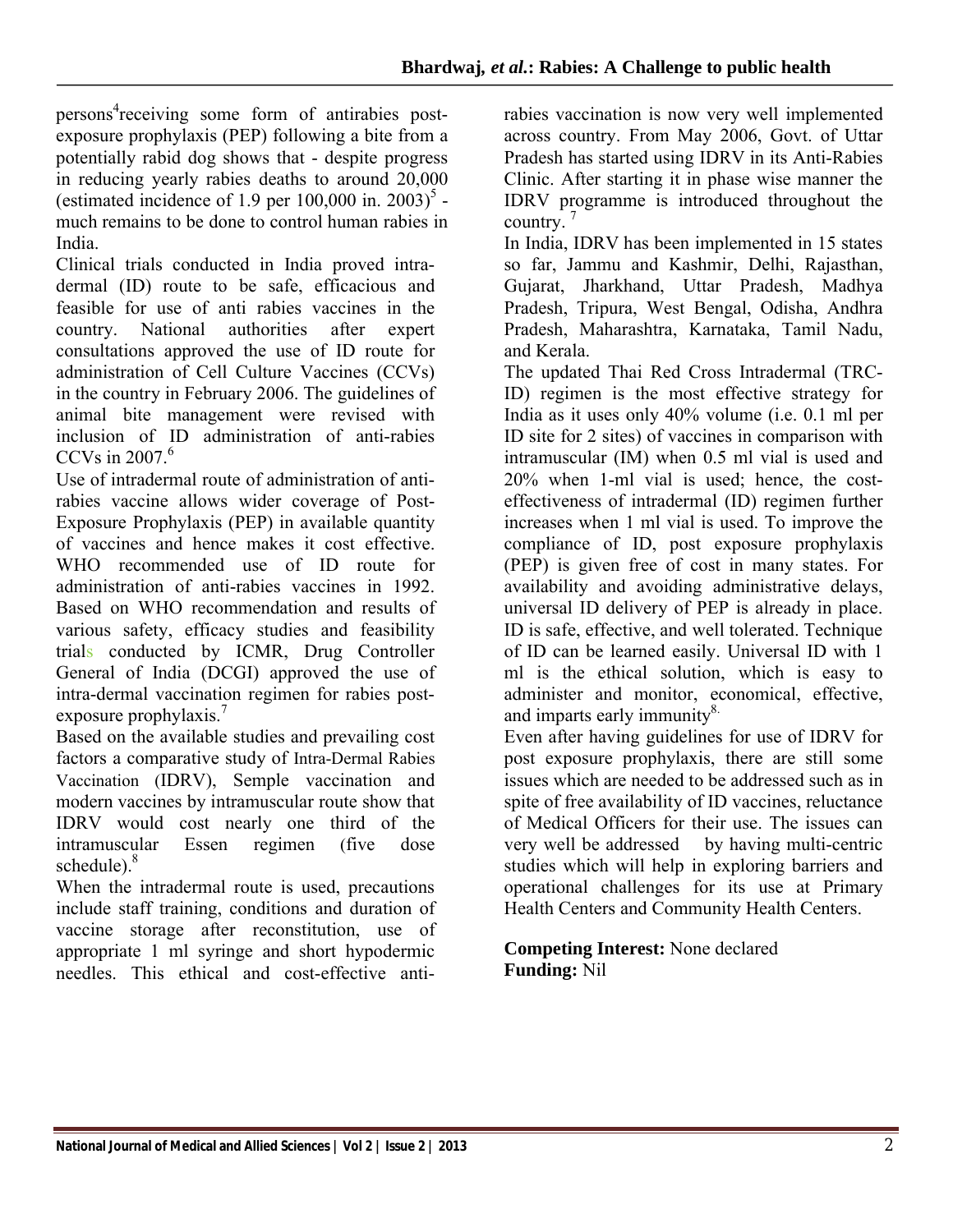persons[4] receiving some form of antirabies post-exposure prophylaxis (PEP) following a bite from a potentially rabid dog shows that - despite progress in reducing yearly rabies deaths to around 20,000 (estimated incidence of 1.9 per 100,000 in. 2003)[5] - much remains to be done to control human rabies in India.

Clinical trials conducted in India proved intra-dermal (ID) route to be safe, efficacious and feasible for use of anti rabies vaccines in the country. National authorities after expert consultations approved the use of ID route for administration of Cell Culture Vaccines (CCVs) in the country in February 2006. The guidelines of animal bite management were revised with inclusion of ID administration of anti-rabies CCVs in 2007.[6]

Use of intradermal route of administration of anti-rabies vaccine allows wider coverage of Post-Exposure Prophylaxis (PEP) in available quantity of vaccines and hence makes it cost effective. WHO recommended use of ID route for administration of anti-rabies vaccines in 1992. Based on WHO recommendation and results of various safety, efficacy studies and feasibility trials conducted by ICMR, Drug Controller General of India (DCGI) approved the use of intra-dermal vaccination regimen for rabies post-exposure prophylaxis.[7]

Based on the available studies and prevailing cost factors a comparative study of Intra-Dermal Rabies Vaccination (IDRV), Semple vaccination and modern vaccines by intramuscular route show that IDRV would cost nearly one third of the intramuscular Essen regimen (five dose schedule).[8]

When the intradermal route is used, precautions include staff training, conditions and duration of vaccine storage after reconstitution, use of appropriate 1 ml syringe and short hypodermic needles. This ethical and cost-effective anti-rabies vaccination is now very well implemented across country. From May 2006, Govt. of Uttar Pradesh has started using IDRV in its Anti-Rabies Clinic. After starting it in phase wise manner the IDRV programme is introduced throughout the country.[7]

In India, IDRV has been implemented in 15 states so far, Jammu and Kashmir, Delhi, Rajasthan, Gujarat, Jharkhand, Uttar Pradesh, Madhya Pradesh, Tripura, West Bengal, Odisha, Andhra Pradesh, Maharashtra, Karnataka, Tamil Nadu, and Kerala.

The updated Thai Red Cross Intradermal (TRC-ID) regimen is the most effective strategy for India as it uses only 40% volume (i.e. 0.1 ml per ID site for 2 sites) of vaccines in comparison with intramuscular (IM) when 0.5 ml vial is used and 20% when 1-ml vial is used; hence, the cost-effectiveness of intradermal (ID) regimen further increases when 1 ml vial is used. To improve the compliance of ID, post exposure prophylaxis (PEP) is given free of cost in many states. For availability and avoiding administrative delays, universal ID delivery of PEP is already in place. ID is safe, effective, and well tolerated. Technique of ID can be learned easily. Universal ID with 1 ml is the ethical solution, which is easy to administer and monitor, economical, effective, and imparts early immunity[8].

Even after having guidelines for use of IDRV for post exposure prophylaxis, there are still some issues which are needed to be addressed such as in spite of free availability of ID vaccines, reluctance of Medical Officers for their use. The issues can very well be addressed by having multi-centric studies which will help in exploring barriers and operational challenges for its use at Primary Health Centers and Community Health Centers.

**Competing Interest:** None declared
**Funding:** Nil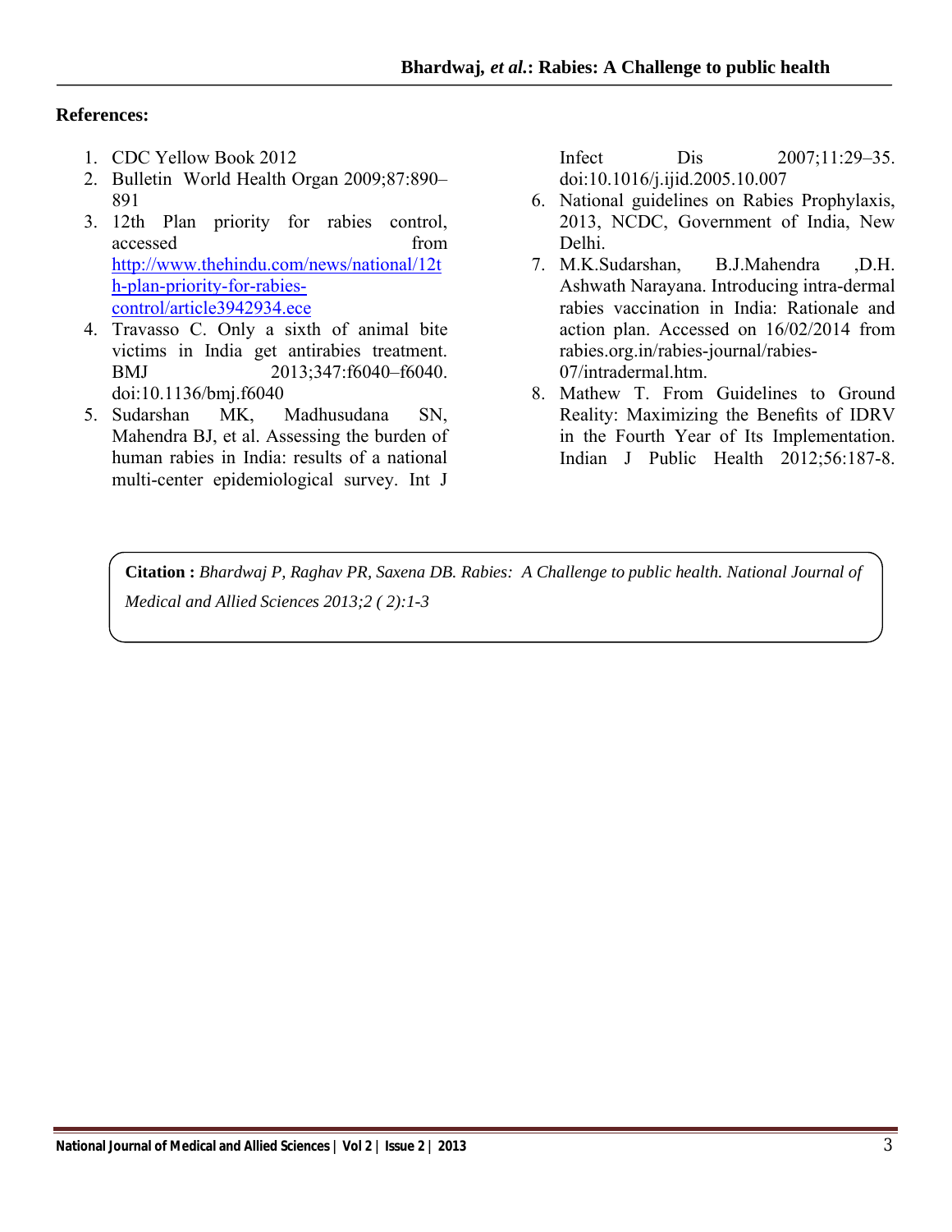**References:**

1. CDC Yellow Book 2012
2. Bulletin World Health Organ 2009;87:890–891
3. 12th Plan priority for rabies control, accessed from http://www.thehindu.com/news/national/12th-plan-priority-for-rabies-control/article3942934.ece
4. Travasso C. Only a sixth of animal bite victims in India get antirabies treatment. BMJ 2013;347:f6040–f6040. doi:10.1136/bmj.f6040
5. Sudarshan MK, Madhusudana SN, Mahendra BJ, et al. Assessing the burden of human rabies in India: results of a national multi-center epidemiological survey. Int J Infect Dis 2007;11:29–35. doi:10.1016/j.ijid.2005.10.007
6. National guidelines on Rabies Prophylaxis, 2013, NCDC, Government of India, New Delhi.
7. M.K.Sudarshan, B.J.Mahendra ,D.H. Ashwath Narayana. Introducing intra-dermal rabies vaccination in India: Rationale and action plan. Accessed on 16/02/2014 from rabies.org.in/rabies-journal/rabies-07/intradermal.htm.
8. Mathew T. From Guidelines to Ground Reality: Maximizing the Benefits of IDRV in the Fourth Year of Its Implementation. Indian J Public Health 2012;56:187-8.

**Citation :** *Bhardwaj P, Raghav PR, Saxena DB. Rabies: A Challenge to public health. National Journal of Medical and Allied Sciences 2013;2 ( 2):1-3*